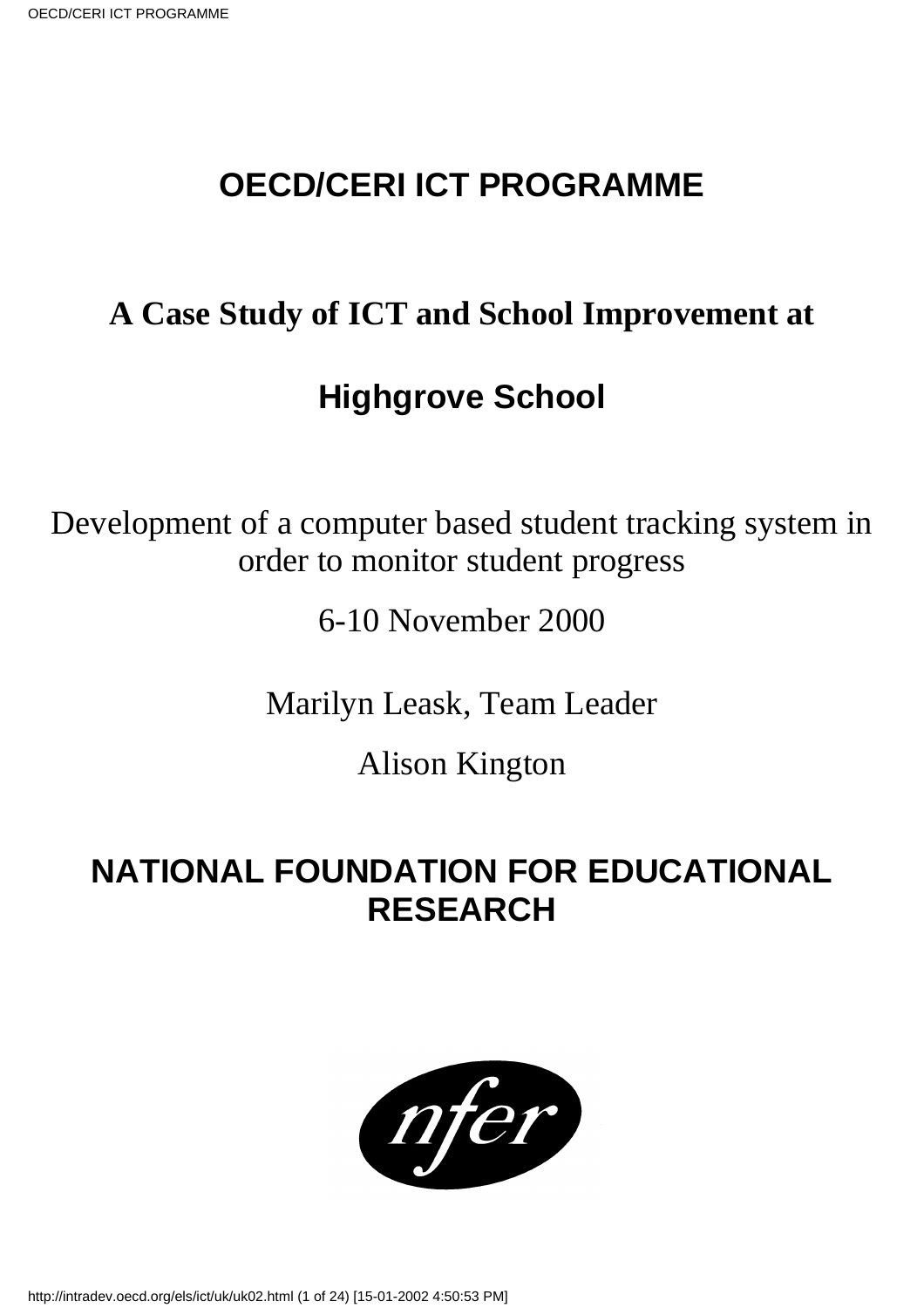# OECD/CERI ICT PROGRAMME

## A Case Study of ICT and School Improvement at

## Highgrove School

Development of a computer based student tracking system in order to monitor student progress

6-10 November 2000

Marilyn Leask, Team Leader

Alison Kington

## NATIONAL FOUNDATION FOR EDUCATIONAL RESEARCH

nfer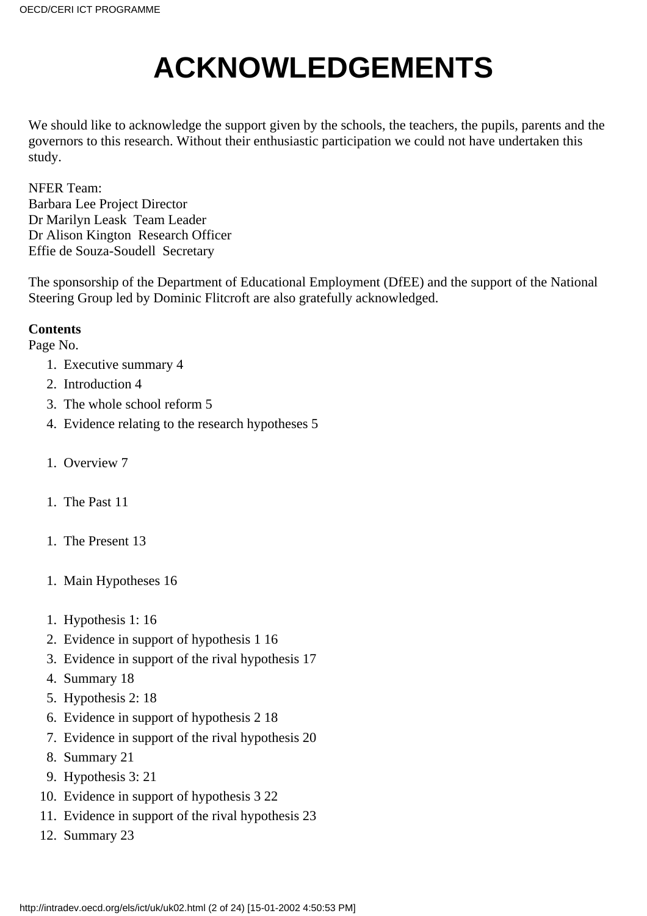# ACKNOWLEDGEMENTS

We should like to acknowledge the support given by the schools, the teachers, the pupils, parents and the governors to this research. Without their enthusiastic participation we could not have undertaken this study.

NFER Team:
Barbara Lee Project Director
Dr Marilyn Leask Team Leader
Dr Alison Kington Research Officer
Effie de Souza-Soudell Secretary

The sponsorship of the Department of Educational Employment (DfEE) and the support of the National Steering Group led by Dominic Flitcroft are also gratefully acknowledged.

**Contents**
Page No.

1. Executive summary 4
2. Introduction 4
3. The whole school reform 5
4. Evidence relating to the research hypotheses 5

1. Overview 7

1. The Past 11

1. The Present 13

1. Main Hypotheses 16

1. Hypothesis 1: 16
2. Evidence in support of hypothesis 1 16
3. Evidence in support of the rival hypothesis 17
4. Summary 18
5. Hypothesis 2: 18
6. Evidence in support of hypothesis 2 18
7. Evidence in support of the rival hypothesis 20
8. Summary 21
9. Hypothesis 3: 21
10. Evidence in support of hypothesis 3 22
11. Evidence in support of the rival hypothesis 23
12. Summary 23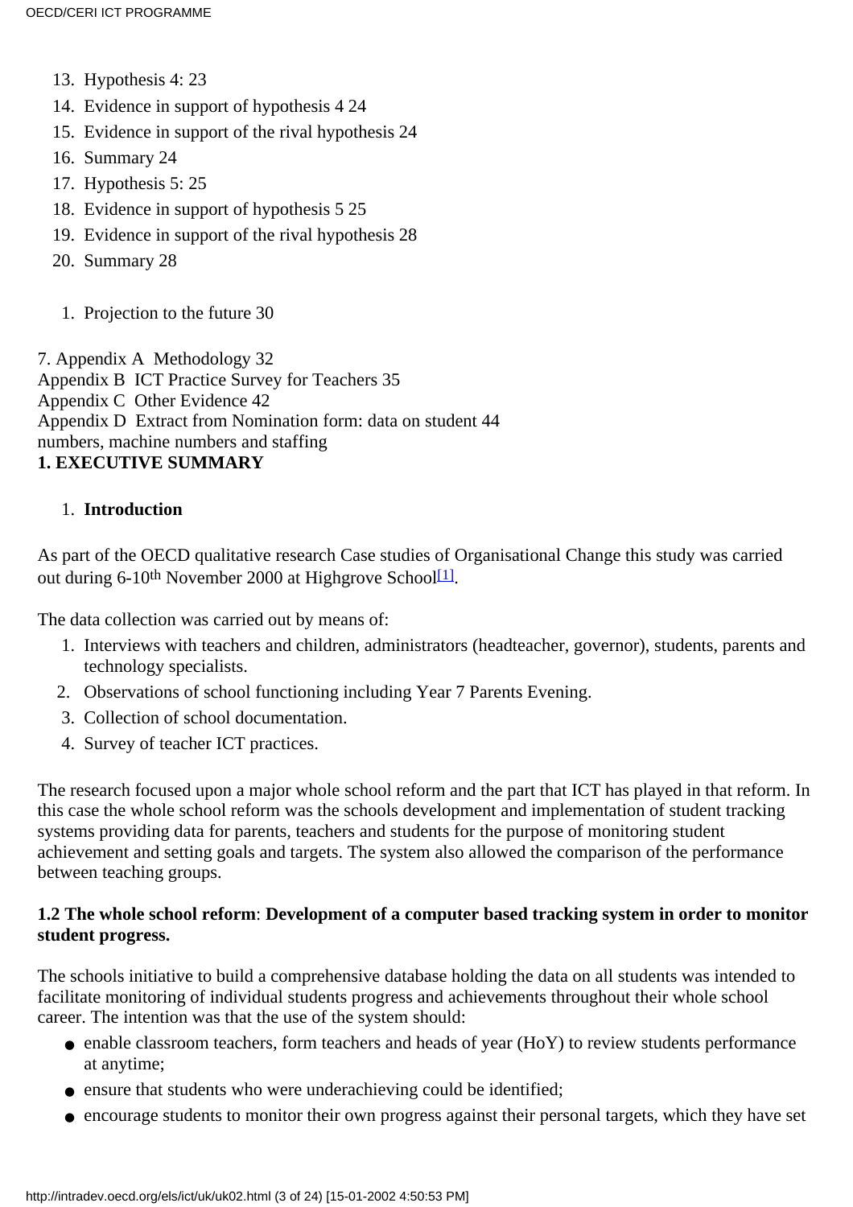13. Hypothesis 4: 23
14. Evidence in support of hypothesis 4 24
15. Evidence in support of the rival hypothesis 24
16. Summary 24
17. Hypothesis 5: 25
18. Evidence in support of hypothesis 5 25
19. Evidence in support of the rival hypothesis 28
20. Summary 28

1. Projection to the future 30

7. Appendix A Methodology 32
Appendix B ICT Practice Survey for Teachers 35
Appendix C Other Evidence 42
Appendix D Extract from Nomination form: data on student 44 numbers, machine numbers and staffing

## 1. EXECUTIVE SUMMARY

### 1. Introduction

As part of the OECD qualitative research Case studies of Organisational Change this study was carried out during 6-10th November 2000 at Highgrove School[1].

The data collection was carried out by means of:

1. Interviews with teachers and children, administrators (headteacher, governor), students, parents and technology specialists.
2. Observations of school functioning including Year 7 Parents Evening.
3. Collection of school documentation.
4. Survey of teacher ICT practices.

The research focused upon a major whole school reform and the part that ICT has played in that reform. In this case the whole school reform was the schools development and implementation of student tracking systems providing data for parents, teachers and students for the purpose of monitoring student achievement and setting goals and targets. The system also allowed the comparison of the performance between teaching groups.

### 1.2 The whole school reform: Development of a computer based tracking system in order to monitor student progress.

The schools initiative to build a comprehensive database holding the data on all students was intended to facilitate monitoring of individual students progress and achievements throughout their whole school career. The intention was that the use of the system should:

- enable classroom teachers, form teachers and heads of year (HoY) to review students performance at anytime;
- ensure that students who were underachieving could be identified;
- encourage students to monitor their own progress against their personal targets, which they have set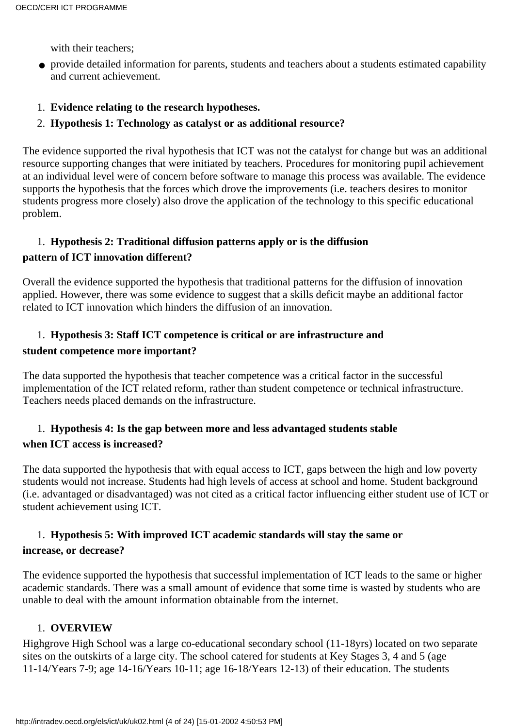with their teachers;

- provide detailed information for parents, students and teachers about a students estimated capability and current achievement.

1. **Evidence relating to the research hypotheses.**
2. **Hypothesis 1: Technology as catalyst or as additional resource?**

The evidence supported the rival hypothesis that ICT was not the catalyst for change but was an additional resource supporting changes that were initiated by teachers. Procedures for monitoring pupil achievement at an individual level were of concern before software to manage this process was available. The evidence supports the hypothesis that the forces which drove the improvements (i.e. teachers desires to monitor students progress more closely) also drove the application of the technology to this specific educational problem.

1. **Hypothesis 2: Traditional diffusion patterns apply or is the diffusion pattern of ICT innovation different?**

Overall the evidence supported the hypothesis that traditional patterns for the diffusion of innovation applied. However, there was some evidence to suggest that a skills deficit maybe an additional factor related to ICT innovation which hinders the diffusion of an innovation.

1. **Hypothesis 3: Staff ICT competence is critical or are infrastructure and student competence more important?**

The data supported the hypothesis that teacher competence was a critical factor in the successful implementation of the ICT related reform, rather than student competence or technical infrastructure. Teachers needs placed demands on the infrastructure.

1. **Hypothesis 4: Is the gap between more and less advantaged students stable when ICT access is increased?**

The data supported the hypothesis that with equal access to ICT, gaps between the high and low poverty students would not increase. Students had high levels of access at school and home. Student background (i.e. advantaged or disadvantaged) was not cited as a critical factor influencing either student use of ICT or student achievement using ICT.

1. **Hypothesis 5: With improved ICT academic standards will stay the same or increase, or decrease?**

The evidence supported the hypothesis that successful implementation of ICT leads to the same or higher academic standards. There was a small amount of evidence that some time is wasted by students who are unable to deal with the amount information obtainable from the internet.

1. **OVERVIEW**

Highgrove High School was a large co-educational secondary school (11-18yrs) located on two separate sites on the outskirts of a large city. The school catered for students at Key Stages 3, 4 and 5 (age 11-14/Years 7-9; age 14-16/Years 10-11; age 16-18/Years 12-13) of their education. The students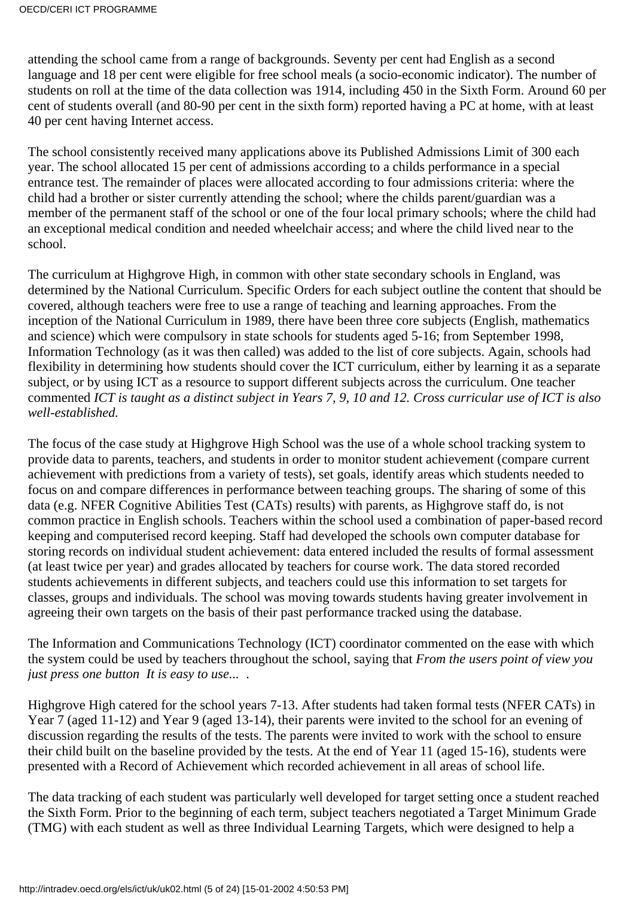attending the school came from a range of backgrounds. Seventy per cent had English as a second language and 18 per cent were eligible for free school meals (a socio-economic indicator). The number of students on roll at the time of the data collection was 1914, including 450 in the Sixth Form. Around 60 per cent of students overall (and 80-90 per cent in the sixth form) reported having a PC at home, with at least 40 per cent having Internet access.

The school consistently received many applications above its Published Admissions Limit of 300 each year. The school allocated 15 per cent of admissions according to a childs performance in a special entrance test. The remainder of places were allocated according to four admissions criteria: where the child had a brother or sister currently attending the school; where the childs parent/guardian was a member of the permanent staff of the school or one of the four local primary schools; where the child had an exceptional medical condition and needed wheelchair access; and where the child lived near to the school.

The curriculum at Highgrove High, in common with other state secondary schools in England, was determined by the National Curriculum. Specific Orders for each subject outline the content that should be covered, although teachers were free to use a range of teaching and learning approaches. From the inception of the National Curriculum in 1989, there have been three core subjects (English, mathematics and science) which were compulsory in state schools for students aged 5-16; from September 1998, Information Technology (as it was then called) was added to the list of core subjects. Again, schools had flexibility in determining how students should cover the ICT curriculum, either by learning it as a separate subject, or by using ICT as a resource to support different subjects across the curriculum. One teacher commented *ICT is taught as a distinct subject in Years 7, 9, 10 and 12. Cross curricular use of ICT is also well-established.*

The focus of the case study at Highgrove High School was the use of a whole school tracking system to provide data to parents, teachers, and students in order to monitor student achievement (compare current achievement with predictions from a variety of tests), set goals, identify areas which students needed to focus on and compare differences in performance between teaching groups. The sharing of some of this data (e.g. NFER Cognitive Abilities Test (CATs) results) with parents, as Highgrove staff do, is not common practice in English schools. Teachers within the school used a combination of paper-based record keeping and computerised record keeping. Staff had developed the schools own computer database for storing records on individual student achievement: data entered included the results of formal assessment (at least twice per year) and grades allocated by teachers for course work. The data stored recorded students achievements in different subjects, and teachers could use this information to set targets for classes, groups and individuals. The school was moving towards students having greater involvement in agreeing their own targets on the basis of their past performance tracked using the database.

The Information and Communications Technology (ICT) coordinator commented on the ease with which the system could be used by teachers throughout the school, saying that *From the users point of view you just press one button It is easy to use...* .

Highgrove High catered for the school years 7-13. After students had taken formal tests (NFER CATs) in Year 7 (aged 11-12) and Year 9 (aged 13-14), their parents were invited to the school for an evening of discussion regarding the results of the tests. The parents were invited to work with the school to ensure their child built on the baseline provided by the tests. At the end of Year 11 (aged 15-16), students were presented with a Record of Achievement which recorded achievement in all areas of school life.

The data tracking of each student was particularly well developed for target setting once a student reached the Sixth Form. Prior to the beginning of each term, subject teachers negotiated a Target Minimum Grade (TMG) with each student as well as three Individual Learning Targets, which were designed to help a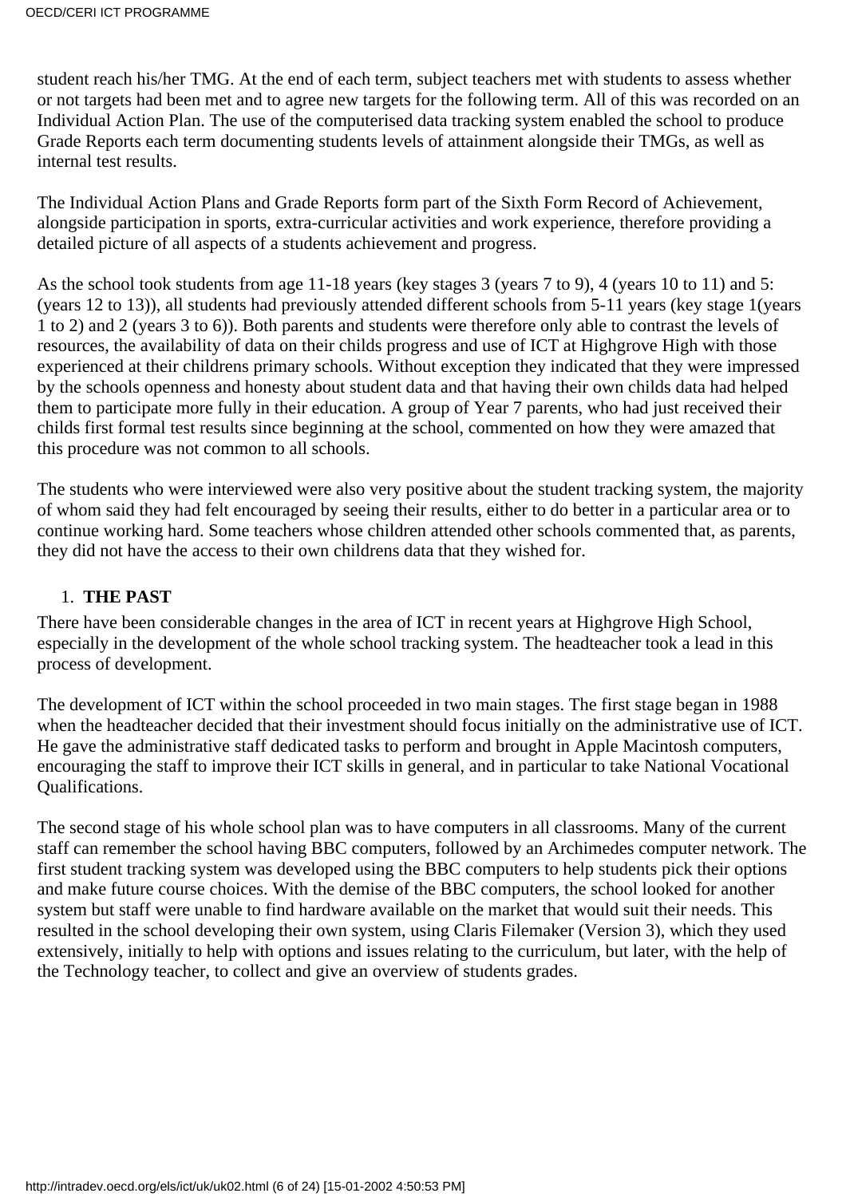student reach his/her TMG. At the end of each term, subject teachers met with students to assess whether or not targets had been met and to agree new targets for the following term. All of this was recorded on an Individual Action Plan. The use of the computerised data tracking system enabled the school to produce Grade Reports each term documenting students levels of attainment alongside their TMGs, as well as internal test results.

The Individual Action Plans and Grade Reports form part of the Sixth Form Record of Achievement, alongside participation in sports, extra-curricular activities and work experience, therefore providing a detailed picture of all aspects of a students achievement and progress.

As the school took students from age 11-18 years (key stages 3 (years 7 to 9), 4 (years 10 to 11) and 5: (years 12 to 13)), all students had previously attended different schools from 5-11 years (key stage 1(years 1 to 2) and 2 (years 3 to 6)). Both parents and students were therefore only able to contrast the levels of resources, the availability of data on their childs progress and use of ICT at Highgrove High with those experienced at their childrens primary schools. Without exception they indicated that they were impressed by the schools openness and honesty about student data and that having their own childs data had helped them to participate more fully in their education. A group of Year 7 parents, who had just received their childs first formal test results since beginning at the school, commented on how they were amazed that this procedure was not common to all schools.

The students who were interviewed were also very positive about the student tracking system, the majority of whom said they had felt encouraged by seeing their results, either to do better in a particular area or to continue working hard. Some teachers whose children attended other schools commented that, as parents, they did not have the access to their own childrens data that they wished for.

1. **THE PAST**

There have been considerable changes in the area of ICT in recent years at Highgrove High School, especially in the development of the whole school tracking system. The headteacher took a lead in this process of development.

The development of ICT within the school proceeded in two main stages. The first stage began in 1988 when the headteacher decided that their investment should focus initially on the administrative use of ICT. He gave the administrative staff dedicated tasks to perform and brought in Apple Macintosh computers, encouraging the staff to improve their ICT skills in general, and in particular to take National Vocational Qualifications.

The second stage of his whole school plan was to have computers in all classrooms. Many of the current staff can remember the school having BBC computers, followed by an Archimedes computer network. The first student tracking system was developed using the BBC computers to help students pick their options and make future course choices. With the demise of the BBC computers, the school looked for another system but staff were unable to find hardware available on the market that would suit their needs. This resulted in the school developing their own system, using Claris Filemaker (Version 3), which they used extensively, initially to help with options and issues relating to the curriculum, but later, with the help of the Technology teacher, to collect and give an overview of students grades.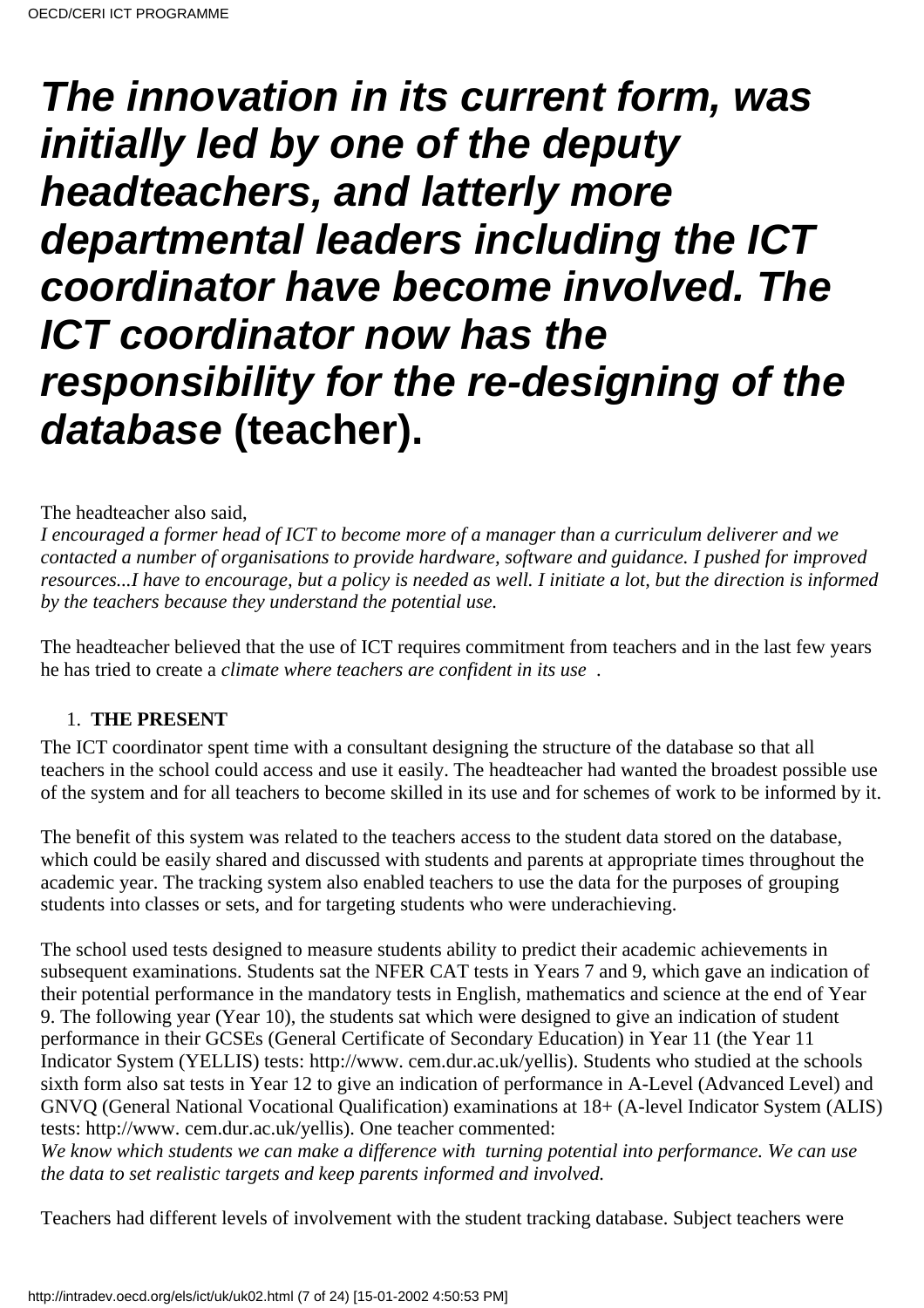***The innovation in its current form, was initially led by one of the deputy headteachers, and latterly more departmental leaders including the ICT coordinator have become involved. The ICT coordinator now has the responsibility for the re-designing of the database* (teacher).**

The headteacher also said,
*I encouraged a former head of ICT to become more of a manager than a curriculum deliverer and we contacted a number of organisations to provide hardware, software and guidance. I pushed for improved resources...I have to encourage, but a policy is needed as well. I initiate a lot, but the direction is informed by the teachers because they understand the potential use.*

The headteacher believed that the use of ICT requires commitment from teachers and in the last few years he has tried to create a *climate where teachers are confident in its use* .

1. **THE PRESENT**

The ICT coordinator spent time with a consultant designing the structure of the database so that all teachers in the school could access and use it easily. The headteacher had wanted the broadest possible use of the system and for all teachers to become skilled in its use and for schemes of work to be informed by it.

The benefit of this system was related to the teachers access to the student data stored on the database, which could be easily shared and discussed with students and parents at appropriate times throughout the academic year. The tracking system also enabled teachers to use the data for the purposes of grouping students into classes or sets, and for targeting students who were underachieving.

The school used tests designed to measure students ability to predict their academic achievements in subsequent examinations. Students sat the NFER CAT tests in Years 7 and 9, which gave an indication of their potential performance in the mandatory tests in English, mathematics and science at the end of Year 9. The following year (Year 10), the students sat which were designed to give an indication of student performance in their GCSEs (General Certificate of Secondary Education) in Year 11 (the Year 11 Indicator System (YELLIS) tests: http://www. cem.dur.ac.uk/yellis). Students who studied at the schools sixth form also sat tests in Year 12 to give an indication of performance in A-Level (Advanced Level) and GNVQ (General National Vocational Qualification) examinations at 18+ (A-level Indicator System (ALIS) tests: http://www. cem.dur.ac.uk/yellis). One teacher commented:
*We know which students we can make a difference with turning potential into performance. We can use the data to set realistic targets and keep parents informed and involved.*

Teachers had different levels of involvement with the student tracking database. Subject teachers were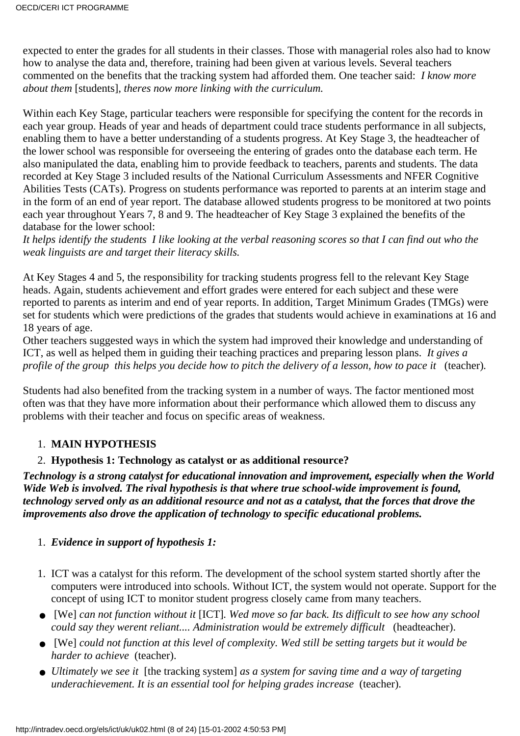expected to enter the grades for all students in their classes. Those with managerial roles also had to know how to analyse the data and, therefore, training had been given at various levels. Several teachers commented on the benefits that the tracking system had afforded them. One teacher said: *I know more about them* [students], *theres now more linking with the curriculum.*

Within each Key Stage, particular teachers were responsible for specifying the content for the records in each year group. Heads of year and heads of department could trace students performance in all subjects, enabling them to have a better understanding of a students progress. At Key Stage 3, the headteacher of the lower school was responsible for overseeing the entering of grades onto the database each term. He also manipulated the data, enabling him to provide feedback to teachers, parents and students. The data recorded at Key Stage 3 included results of the National Curriculum Assessments and NFER Cognitive Abilities Tests (CATs). Progress on students performance was reported to parents at an interim stage and in the form of an end of year report. The database allowed students progress to be monitored at two points each year throughout Years 7, 8 and 9. The headteacher of Key Stage 3 explained the benefits of the database for the lower school:

*It helps identify the students I like looking at the verbal reasoning scores so that I can find out who the weak linguists are and target their literacy skills.*

At Key Stages 4 and 5, the responsibility for tracking students progress fell to the relevant Key Stage heads. Again, students achievement and effort grades were entered for each subject and these were reported to parents as interim and end of year reports. In addition, Target Minimum Grades (TMGs) were set for students which were predictions of the grades that students would achieve in examinations at 16 and 18 years of age.

Other teachers suggested ways in which the system had improved their knowledge and understanding of ICT, as well as helped them in guiding their teaching practices and preparing lesson plans. *It gives a profile of the group this helps you decide how to pitch the delivery of a lesson, how to pace it* (teacher).

Students had also benefited from the tracking system in a number of ways. The factor mentioned most often was that they have more information about their performance which allowed them to discuss any problems with their teacher and focus on specific areas of weakness.

1. **MAIN HYPOTHESIS**
2. **Hypothesis 1: Technology as catalyst or as additional resource?**

***Technology is a strong catalyst for educational innovation and improvement, especially when the World Wide Web is involved. The rival hypothesis is that where true school-wide improvement is found, technology served only as an additional resource and not as a catalyst, that the forces that drove the improvements also drove the application of technology to specific educational problems.***

1. ***Evidence in support of hypothesis 1:***

1. ICT was a catalyst for this reform. The development of the school system started shortly after the computers were introduced into schools. Without ICT, the system would not operate. Support for the concept of using ICT to monitor student progress closely came from many teachers.

- [We] *can not function without it* [ICT]*. Wed move so far back. Its difficult to see how any school could say they werent reliant.... Administration would be extremely difficult* (headteacher).
- [We] *could not function at this level of complexity. Wed still be setting targets but it would be harder to achieve* (teacher).
- *Ultimately we see it* [the tracking system] *as a system for saving time and a way of targeting underachievement. It is an essential tool for helping grades increase* (teacher).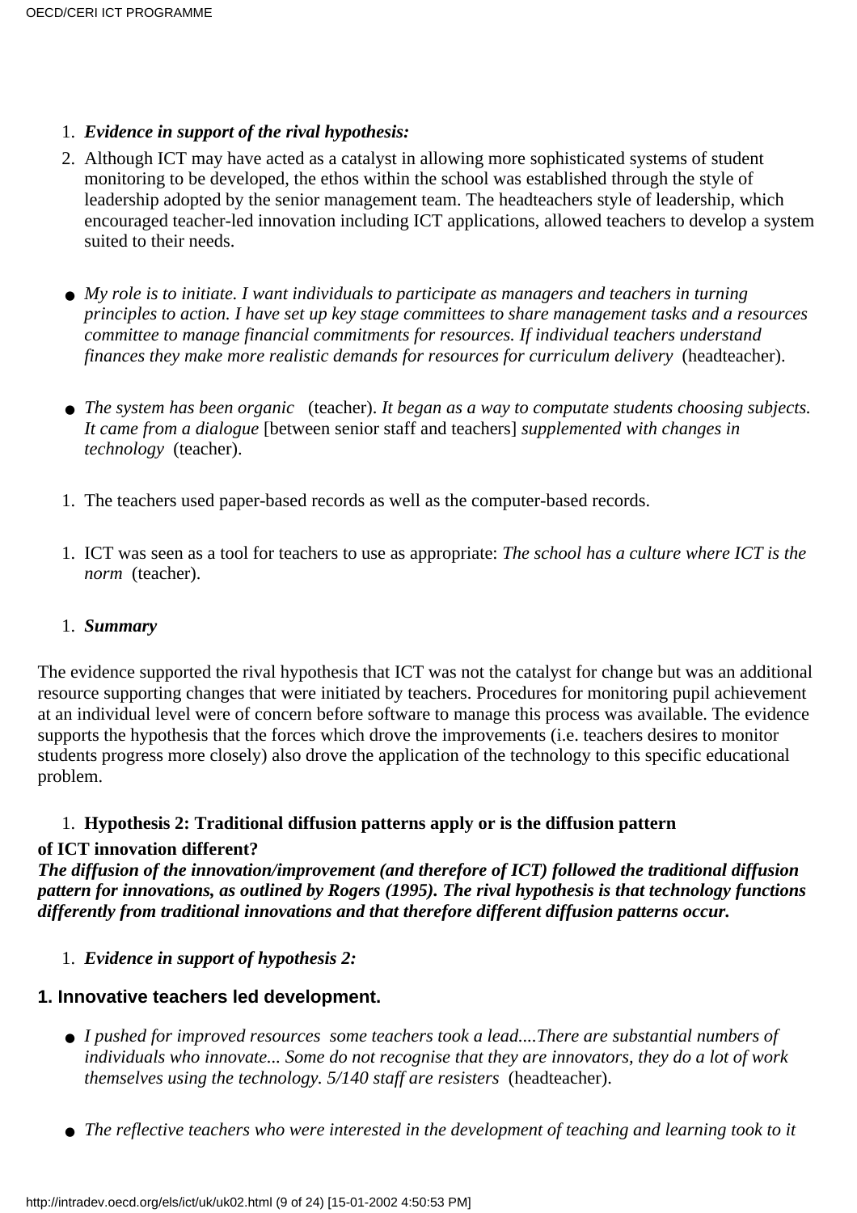1. ***Evidence in support of the rival hypothesis:***
2. Although ICT may have acted as a catalyst in allowing more sophisticated systems of student monitoring to be developed, the ethos within the school was established through the style of leadership adopted by the senior management team. The headteachers style of leadership, which encouraged teacher-led innovation including ICT applications, allowed teachers to develop a system suited to their needs.

- *My role is to initiate. I want individuals to participate as managers and teachers in turning principles to action. I have set up key stage committees to share management tasks and a resources committee to manage financial commitments for resources. If individual teachers understand finances they make more realistic demands for resources for curriculum delivery* (headteacher).

- *The system has been organic* (teacher). *It began as a way to computate students choosing subjects. It came from a dialogue* [between senior staff and teachers] *supplemented with changes in technology* (teacher).

1. The teachers used paper-based records as well as the computer-based records.

1. ICT was seen as a tool for teachers to use as appropriate: *The school has a culture where ICT is the norm* (teacher).

1. ***Summary***

The evidence supported the rival hypothesis that ICT was not the catalyst for change but was an additional resource supporting changes that were initiated by teachers. Procedures for monitoring pupil achievement at an individual level were of concern before software to manage this process was available. The evidence supports the hypothesis that the forces which drove the improvements (i.e. teachers desires to monitor students progress more closely) also drove the application of the technology to this specific educational problem.

1. **Hypothesis 2: Traditional diffusion patterns apply or is the diffusion pattern**

**of ICT innovation different?**
***The diffusion of the innovation/improvement (and therefore of ICT) followed the traditional diffusion pattern for innovations, as outlined by Rogers (1995). The rival hypothesis is that technology functions differently from traditional innovations and that therefore different diffusion patterns occur.***

1. ***Evidence in support of hypothesis 2:***

**1. Innovative teachers led development.**

- *I pushed for improved resources some teachers took a lead....There are substantial numbers of individuals who innovate... Some do not recognise that they are innovators, they do a lot of work themselves using the technology. 5/140 staff are resisters* (headteacher).

- *The reflective teachers who were interested in the development of teaching and learning took to it*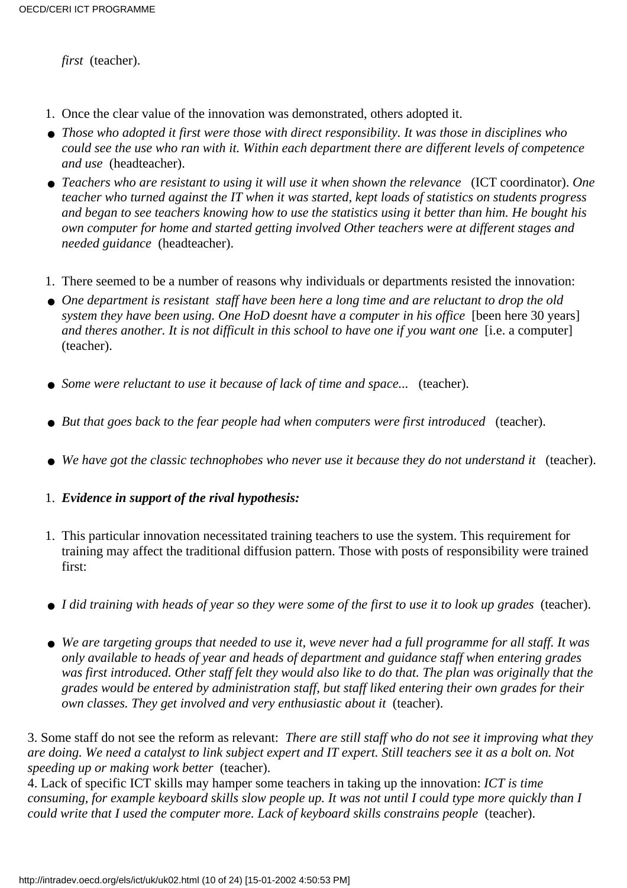*first* (teacher).

1. Once the clear value of the innovation was demonstrated, others adopted it.

- *Those who adopted it first were those with direct responsibility. It was those in disciplines who could see the use who ran with it. Within each department there are different levels of competence and use* (headteacher).
- *Teachers who are resistant to using it will use it when shown the relevance* (ICT coordinator). *One teacher who turned against the IT when it was started, kept loads of statistics on students progress and began to see teachers knowing how to use the statistics using it better than him. He bought his own computer for home and started getting involved Other teachers were at different stages and needed guidance* (headteacher).

1. There seemed to be a number of reasons why individuals or departments resisted the innovation:

- *One department is resistant staff have been here a long time and are reluctant to drop the old system they have been using. One HoD doesnt have a computer in his office* [been here 30 years] *and theres another. It is not difficult in this school to have one if you want one* [i.e. a computer] (teacher).
- *Some were reluctant to use it because of lack of time and space...* (teacher).
- *But that goes back to the fear people had when computers were first introduced* (teacher).
- *We have got the classic technophobes who never use it because they do not understand it* (teacher).

1. ***Evidence in support of the rival hypothesis:***

1. This particular innovation necessitated training teachers to use the system. This requirement for training may affect the traditional diffusion pattern. Those with posts of responsibility were trained first:

- *I did training with heads of year so they were some of the first to use it to look up grades* (teacher).
- *We are targeting groups that needed to use it, weve never had a full programme for all staff. It was only available to heads of year and heads of department and guidance staff when entering grades was first introduced. Other staff felt they would also like to do that. The plan was originally that the grades would be entered by administration staff, but staff liked entering their own grades for their own classes. They get involved and very enthusiastic about it* (teacher).

3. Some staff do not see the reform as relevant: *There are still staff who do not see it improving what they are doing. We need a catalyst to link subject expert and IT expert. Still teachers see it as a bolt on. Not speeding up or making work better* (teacher).
4. Lack of specific ICT skills may hamper some teachers in taking up the innovation: *ICT is time consuming, for example keyboard skills slow people up. It was not until I could type more quickly than I could write that I used the computer more. Lack of keyboard skills constrains people* (teacher).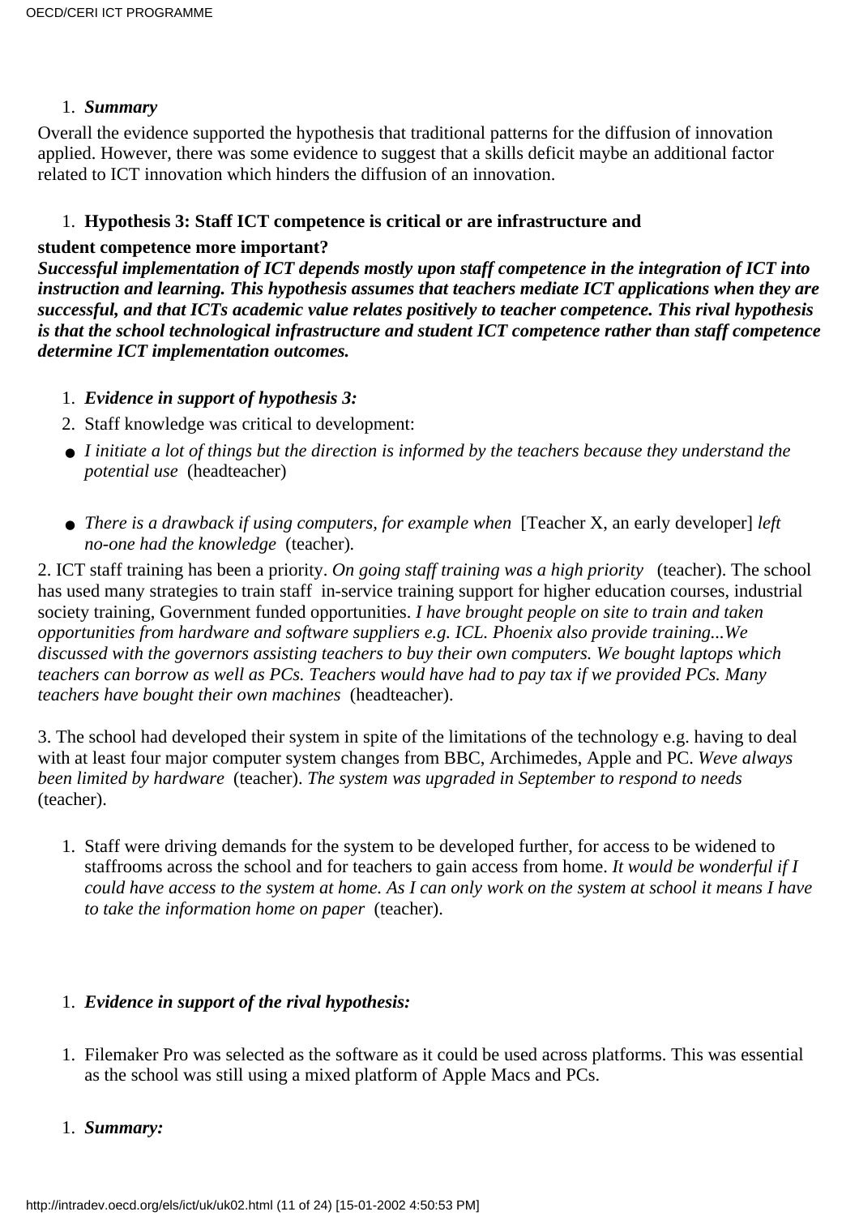1. ***Summary***

Overall the evidence supported the hypothesis that traditional patterns for the diffusion of innovation applied. However, there was some evidence to suggest that a skills deficit maybe an additional factor related to ICT innovation which hinders the diffusion of an innovation.

1. **Hypothesis 3: Staff ICT competence is critical or are infrastructure and**

**student competence more important?**

***Successful implementation of ICT depends mostly upon staff competence in the integration of ICT into instruction and learning. This hypothesis assumes that teachers mediate ICT applications when they are successful, and that ICTs academic value relates positively to teacher competence. This rival hypothesis is that the school technological infrastructure and student ICT competence rather than staff competence determine ICT implementation outcomes.***

1. ***Evidence in support of hypothesis 3:***
2. Staff knowledge was critical to development:

- *I initiate a lot of things but the direction is informed by the teachers because they understand the potential use* (headteacher)
- *There is a drawback if using computers, for example when* [Teacher X, an early developer] *left no-one had the knowledge* (teacher).

2. ICT staff training has been a priority. *On going staff training was a high priority* (teacher). The school has used many strategies to train staff in-service training support for higher education courses, industrial society training, Government funded opportunities. *I have brought people on site to train and taken opportunities from hardware and software suppliers e.g. ICL. Phoenix also provide training...We discussed with the governors assisting teachers to buy their own computers. We bought laptops which teachers can borrow as well as PCs. Teachers would have had to pay tax if we provided PCs. Many teachers have bought their own machines* (headteacher).

3. The school had developed their system in spite of the limitations of the technology e.g. having to deal with at least four major computer system changes from BBC, Archimedes, Apple and PC. *Weve always been limited by hardware* (teacher). *The system was upgraded in September to respond to needs* (teacher).

1. Staff were driving demands for the system to be developed further, for access to be widened to staffrooms across the school and for teachers to gain access from home. *It would be wonderful if I could have access to the system at home. As I can only work on the system at school it means I have to take the information home on paper* (teacher).

1. ***Evidence in support of the rival hypothesis:***

1. Filemaker Pro was selected as the software as it could be used across platforms. This was essential as the school was still using a mixed platform of Apple Macs and PCs.

1. ***Summary:***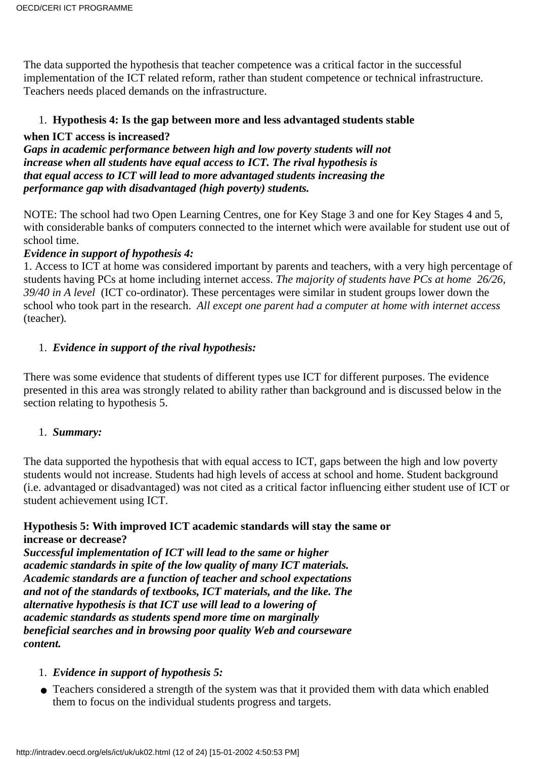The data supported the hypothesis that teacher competence was a critical factor in the successful implementation of the ICT related reform, rather than student competence or technical infrastructure. Teachers needs placed demands on the infrastructure.

1. **Hypothesis 4: Is the gap between more and less advantaged students stable**

**when ICT access is increased?**
***Gaps in academic performance between high and low poverty students will not increase when all students have equal access to ICT. The rival hypothesis is that equal access to ICT will lead to more advantaged students increasing the performance gap with disadvantaged (high poverty) students.***

NOTE: The school had two Open Learning Centres, one for Key Stage 3 and one for Key Stages 4 and 5, with considerable banks of computers connected to the internet which were available for student use out of school time.

***Evidence in support of hypothesis 4:***

1. Access to ICT at home was considered important by parents and teachers, with a very high percentage of students having PCs at home including internet access. *The majority of students have PCs at home 26/26, 39/40 in A level* (ICT co-ordinator). These percentages were similar in student groups lower down the school who took part in the research. *All except one parent had a computer at home with internet access* (teacher).

1. ***Evidence in support of the rival hypothesis:***

There was some evidence that students of different types use ICT for different purposes. The evidence presented in this area was strongly related to ability rather than background and is discussed below in the section relating to hypothesis 5.

1. ***Summary:***

The data supported the hypothesis that with equal access to ICT, gaps between the high and low poverty students would not increase. Students had high levels of access at school and home. Student background (i.e. advantaged or disadvantaged) was not cited as a critical factor influencing either student use of ICT or student achievement using ICT.

**Hypothesis 5: With improved ICT academic standards will stay the same or increase or decrease?**
***Successful implementation of ICT will lead to the same or higher academic standards in spite of the low quality of many ICT materials. Academic standards are a function of teacher and school expectations and not of the standards of textbooks, ICT materials, and the like. The alternative hypothesis is that ICT use will lead to a lowering of academic standards as students spend more time on marginally beneficial searches and in browsing poor quality Web and courseware content.***

1. ***Evidence in support of hypothesis 5:***

- Teachers considered a strength of the system was that it provided them with data which enabled them to focus on the individual students progress and targets.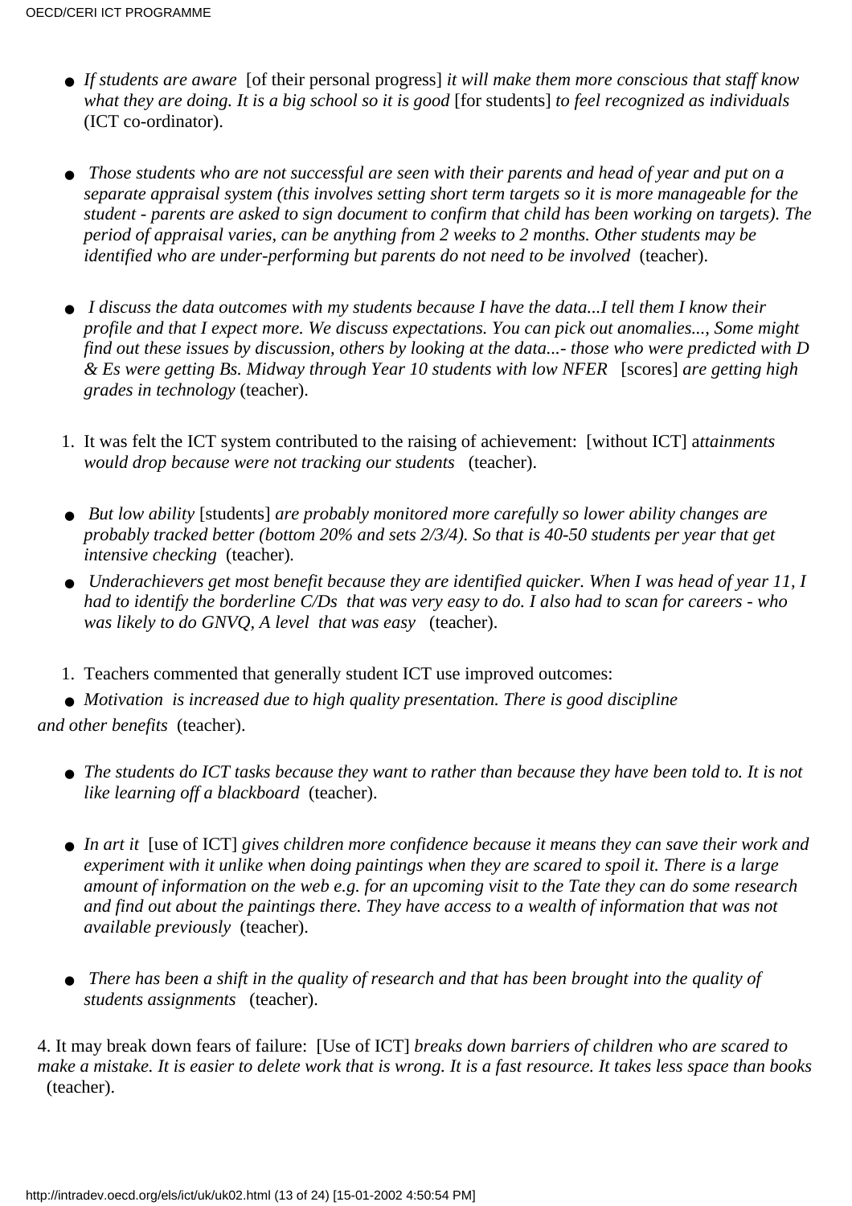- *If students are aware* [of their personal progress] *it will make them more conscious that staff know what they are doing. It is a big school so it is good* [for students] *to feel recognized as individuals* (ICT co-ordinator).

- *Those students who are not successful are seen with their parents and head of year and put on a separate appraisal system (this involves setting short term targets so it is more manageable for the student - parents are asked to sign document to confirm that child has been working on targets). The period of appraisal varies, can be anything from 2 weeks to 2 months. Other students may be identified who are under-performing but parents do not need to be involved* (teacher).

- *I discuss the data outcomes with my students because I have the data...I tell them I know their profile and that I expect more. We discuss expectations. You can pick out anomalies..., Some might find out these issues by discussion, others by looking at the data...- those who were predicted with D & Es were getting Bs. Midway through Year 10 students with low NFER* [scores] *are getting high grades in technology* (teacher).

1. It was felt the ICT system contributed to the raising of achievement: [without ICT] a*ttainments would drop because were not tracking our students* (teacher).

- *But low ability* [students] *are probably monitored more carefully so lower ability changes are probably tracked better (bottom 20% and sets 2/3/4). So that is 40-50 students per year that get intensive checking* (teacher).
- *Underachievers get most benefit because they are identified quicker. When I was head of year 11, I had to identify the borderline C/Ds that was very easy to do. I also had to scan for careers - who was likely to do GNVQ, A level that was easy* (teacher).

1. Teachers commented that generally student ICT use improved outcomes:

- *Motivation is increased due to high quality presentation. There is good discipline and other benefits* (teacher).

- *The students do ICT tasks because they want to rather than because they have been told to. It is not like learning off a blackboard* (teacher).

- *In art it* [use of ICT] *gives children more confidence because it means they can save their work and experiment with it unlike when doing paintings when they are scared to spoil it. There is a large amount of information on the web e.g. for an upcoming visit to the Tate they can do some research and find out about the paintings there. They have access to a wealth of information that was not available previously* (teacher).

- *There has been a shift in the quality of research and that has been brought into the quality of students assignments* (teacher).

4. It may break down fears of failure: [Use of ICT] *breaks down barriers of children who are scared to make a mistake. It is easier to delete work that is wrong. It is a fast resource. It takes less space than books* (teacher).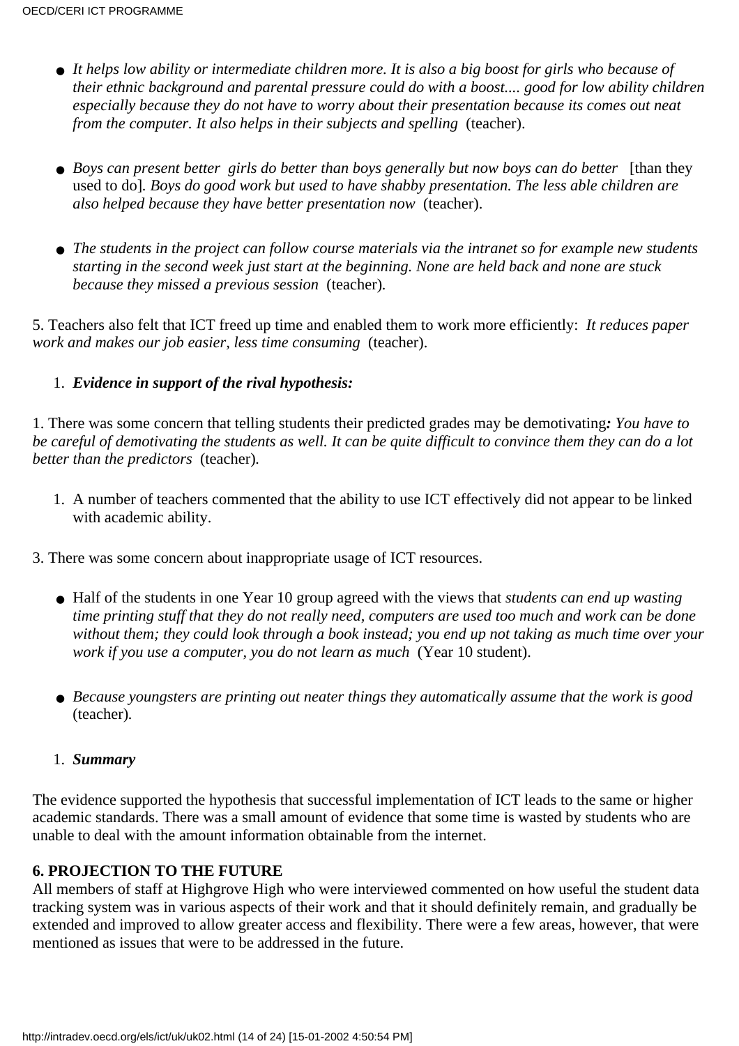- *It helps low ability or intermediate children more. It is also a big boost for girls who because of their ethnic background and parental pressure could do with a boost.... good for low ability children especially because they do not have to worry about their presentation because its comes out neat from the computer. It also helps in their subjects and spelling* (teacher).
- *Boys can present better girls do better than boys generally but now boys can do better* [than they used to do]. *Boys do good work but used to have shabby presentation. The less able children are also helped because they have better presentation now* (teacher).
- *The students in the project can follow course materials via the intranet so for example new students starting in the second week just start at the beginning. None are held back and none are stuck because they missed a previous session* (teacher).

5. Teachers also felt that ICT freed up time and enabled them to work more efficiently: *It reduces paper work and makes our job easier, less time consuming* (teacher).

1. ***Evidence in support of the rival hypothesis:***

1. There was some concern that telling students their predicted grades may be demotivating***:*** *You have to be careful of demotivating the students as well. It can be quite difficult to convince them they can do a lot better than the predictors* (teacher).

1. A number of teachers commented that the ability to use ICT effectively did not appear to be linked with academic ability.

3. There was some concern about inappropriate usage of ICT resources.

- Half of the students in one Year 10 group agreed with the views that *students can end up wasting time printing stuff that they do not really need, computers are used too much and work can be done without them; they could look through a book instead; you end up not taking as much time over your work if you use a computer, you do not learn as much* (Year 10 student).
- *Because youngsters are printing out neater things they automatically assume that the work is good* (teacher).

1. ***Summary***

The evidence supported the hypothesis that successful implementation of ICT leads to the same or higher academic standards. There was a small amount of evidence that some time is wasted by students who are unable to deal with the amount information obtainable from the internet.

**6. PROJECTION TO THE FUTURE**

All members of staff at Highgrove High who were interviewed commented on how useful the student data tracking system was in various aspects of their work and that it should definitely remain, and gradually be extended and improved to allow greater access and flexibility. There were a few areas, however, that were mentioned as issues that were to be addressed in the future.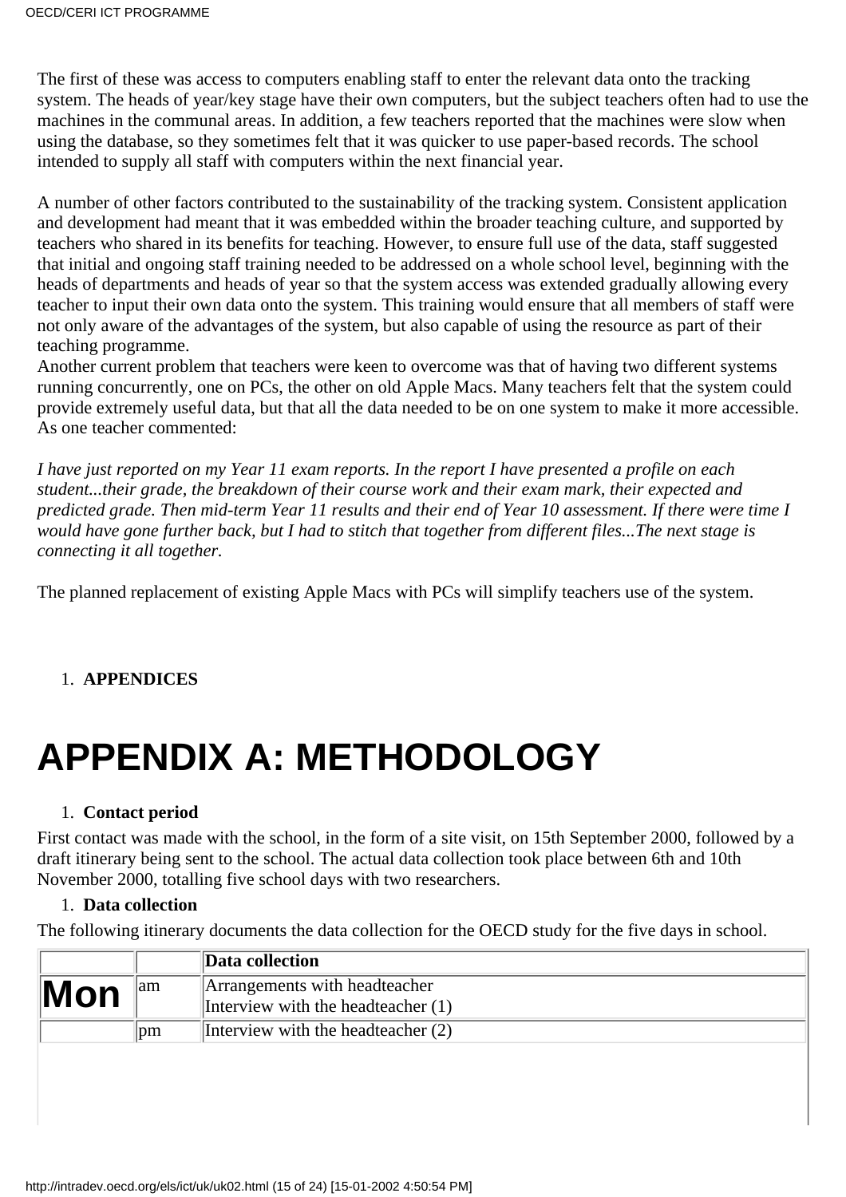The first of these was access to computers enabling staff to enter the relevant data onto the tracking system. The heads of year/key stage have their own computers, but the subject teachers often had to use the machines in the communal areas. In addition, a few teachers reported that the machines were slow when using the database, so they sometimes felt that it was quicker to use paper-based records. The school intended to supply all staff with computers within the next financial year.

A number of other factors contributed to the sustainability of the tracking system. Consistent application and development had meant that it was embedded within the broader teaching culture, and supported by teachers who shared in its benefits for teaching. However, to ensure full use of the data, staff suggested that initial and ongoing staff training needed to be addressed on a whole school level, beginning with the heads of departments and heads of year so that the system access was extended gradually allowing every teacher to input their own data onto the system. This training would ensure that all members of staff were not only aware of the advantages of the system, but also capable of using the resource as part of their teaching programme.
Another current problem that teachers were keen to overcome was that of having two different systems running concurrently, one on PCs, the other on old Apple Macs. Many teachers felt that the system could provide extremely useful data, but that all the data needed to be on one system to make it more accessible. As one teacher commented:

*I have just reported on my Year 11 exam reports. In the report I have presented a profile on each student...their grade, the breakdown of their course work and their exam mark, their expected and predicted grade. Then mid-term Year 11 results and their end of Year 10 assessment. If there were time I would have gone further back, but I had to stitch that together from different files...The next stage is connecting it all together.*

The planned replacement of existing Apple Macs with PCs will simplify teachers use of the system.

1. **APPENDICES**

# APPENDIX A: METHODOLOGY

1. **Contact period**

First contact was made with the school, in the form of a site visit, on 15th September 2000, followed by a draft itinerary being sent to the school. The actual data collection took place between 6th and 10th November 2000, totalling five school days with two researchers.

1. **Data collection**

The following itinerary documents the data collection for the OECD study for the five days in school.

| | | **Data collection** |
|---|---|---|
| **Mon** | am | Arrangements with headteacher<br>Interview with the headteacher (1) |
| | pm | Interview with the headteacher (2) |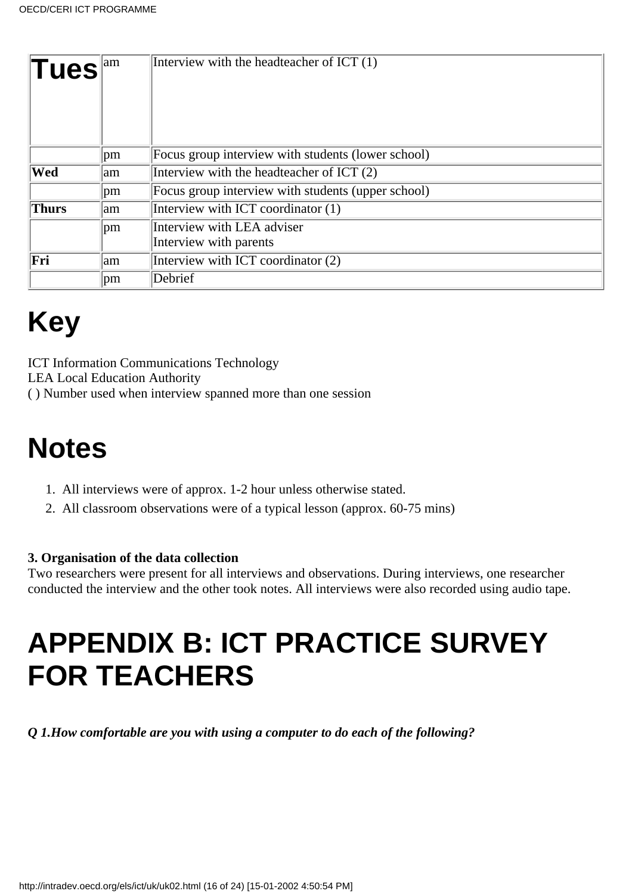| Tues | am | Interview with the headteacher of ICT (1) |
|---|---|---|
| | pm | Focus group interview with students (lower school) |
| **Wed** | am | Interview with the headteacher of ICT (2) |
| | pm | Focus group interview with students (upper school) |
| **Thurs** | am | Interview with ICT coordinator (1) |
| | pm | Interview with LEA adviser<br>Interview with parents |
| **Fri** | am | Interview with ICT coordinator (2) |
| | pm | Debrief |

# Key

ICT Information Communications Technology
LEA Local Education Authority
( ) Number used when interview spanned more than one session

# Notes

1. All interviews were of approx. 1-2 hour unless otherwise stated.
2. All classroom observations were of a typical lesson (approx. 60-75 mins)

**3. Organisation of the data collection**
Two researchers were present for all interviews and observations. During interviews, one researcher conducted the interview and the other took notes. All interviews were also recorded using audio tape.

# APPENDIX B: ICT PRACTICE SURVEY FOR TEACHERS

***Q 1.How comfortable are you with using a computer to do each of the following?***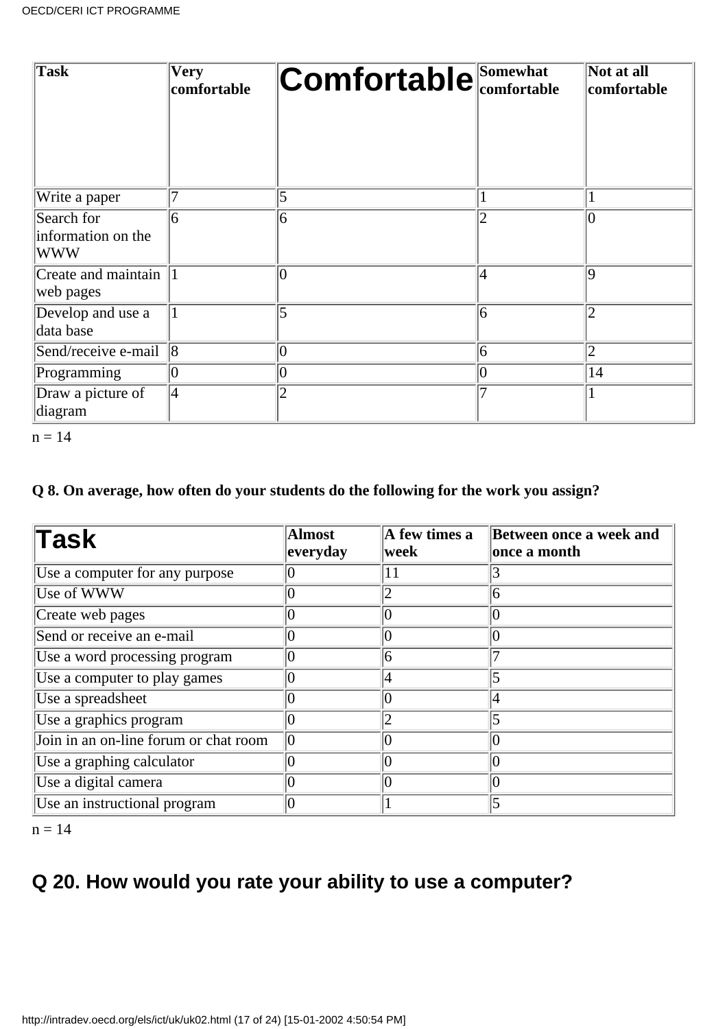| Task | Very comfortable | Comfortable | Somewhat comfortable | Not at all comfortable |
|---|---|---|---|---|
| Write a paper | 7 | 5 | 1 | 1 |
| Search for information on the WWW | 6 | 6 | 2 | 0 |
| Create and maintain web pages | 1 | 0 | 4 | 9 |
| Develop and use a data base | 1 | 5 | 6 | 2 |
| Send/receive e-mail | 8 | 0 | 6 | 2 |
| Programming | 0 | 0 | 0 | 14 |
| Draw a picture of diagram | 4 | 2 | 7 | 1 |

n = 14

**Q 8. On average, how often do your students do the following for the work you assign?**

| Task | Almost everyday | A few times a week | Between once a week and once a month |
|---|---|---|---|
| Use a computer for any purpose | 0 | 11 | 3 |
| Use of WWW | 0 | 2 | 6 |
| Create web pages | 0 | 0 | 0 |
| Send or receive an e-mail | 0 | 0 | 0 |
| Use a word processing program | 0 | 6 | 7 |
| Use a computer to play games | 0 | 4 | 5 |
| Use a spreadsheet | 0 | 0 | 4 |
| Use a graphics program | 0 | 2 | 5 |
| Join in an on-line forum or chat room | 0 | 0 | 0 |
| Use a graphing calculator | 0 | 0 | 0 |
| Use a digital camera | 0 | 0 | 0 |
| Use an instructional program | 0 | 1 | 5 |

n = 14

## Q 20. How would you rate your ability to use a computer?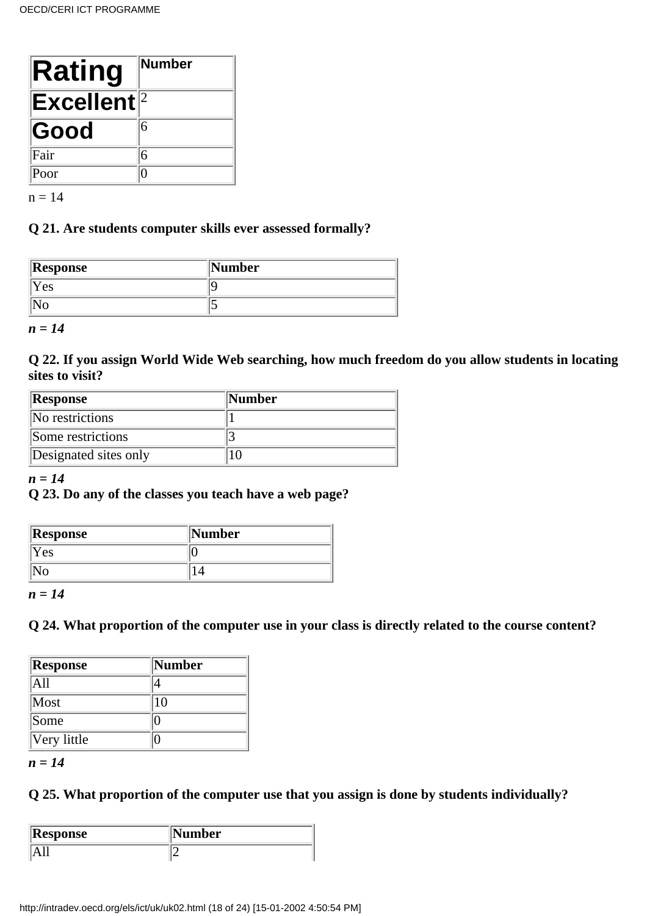| Rating | Number |
| --- | --- |
| Excellent | 2 |
| Good | 6 |
| Fair | 6 |
| Poor | 0 |

n = 14

**Q 21. Are students computer skills ever assessed formally?**

| Response | Number |
| --- | --- |
| Yes | 9 |
| No | 5 |

***n = 14***

**Q 22. If you assign World Wide Web searching, how much freedom do you allow students in locating sites to visit?**

| Response | Number |
| --- | --- |
| No restrictions | 1 |
| Some restrictions | 3 |
| Designated sites only | 10 |

***n = 14***

**Q 23. Do any of the classes you teach have a web page?**

| Response | Number |
| --- | --- |
| Yes | 0 |
| No | 14 |

***n = 14***

**Q 24. What proportion of the computer use in your class is directly related to the course content?**

| Response | Number |
| --- | --- |
| All | 4 |
| Most | 10 |
| Some | 0 |
| Very little | 0 |

***n = 14***

**Q 25. What proportion of the computer use that you assign is done by students individually?**

| Response | Number |
| --- | --- |
| All | 2 |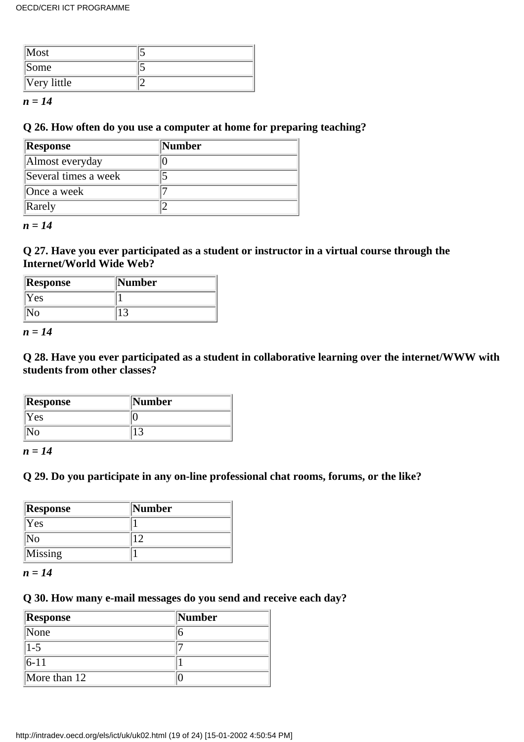| Most | 5 |
|---|---|
| Some | 5 |
| Very little | 2 |

***n* = 14**

**Q 26. How often do you use a computer at home for preparing teaching?**

| Response | Number |
|---|---|
| Almost everyday | 0 |
| Several times a week | 5 |
| Once a week | 7 |
| Rarely | 2 |

***n* = 14**

**Q 27. Have you ever participated as a student or instructor in a virtual course through the Internet/World Wide Web?**

| Response | Number |
|---|---|
| Yes | 1 |
| No | 13 |

***n* = 14**

**Q 28. Have you ever participated as a student in collaborative learning over the internet/WWW with students from other classes?**

| Response | Number |
|---|---|
| Yes | 0 |
| No | 13 |

***n* = 14**

**Q 29. Do you participate in any on-line professional chat rooms, forums, or the like?**

| Response | Number |
|---|---|
| Yes | 1 |
| No | 12 |
| Missing | 1 |

***n* = 14**

**Q 30. How many e-mail messages do you send and receive each day?**

| Response | Number |
|---|---|
| None | 6 |
| 1-5 | 7 |
| 6-11 | 1 |
| More than 12 | 0 |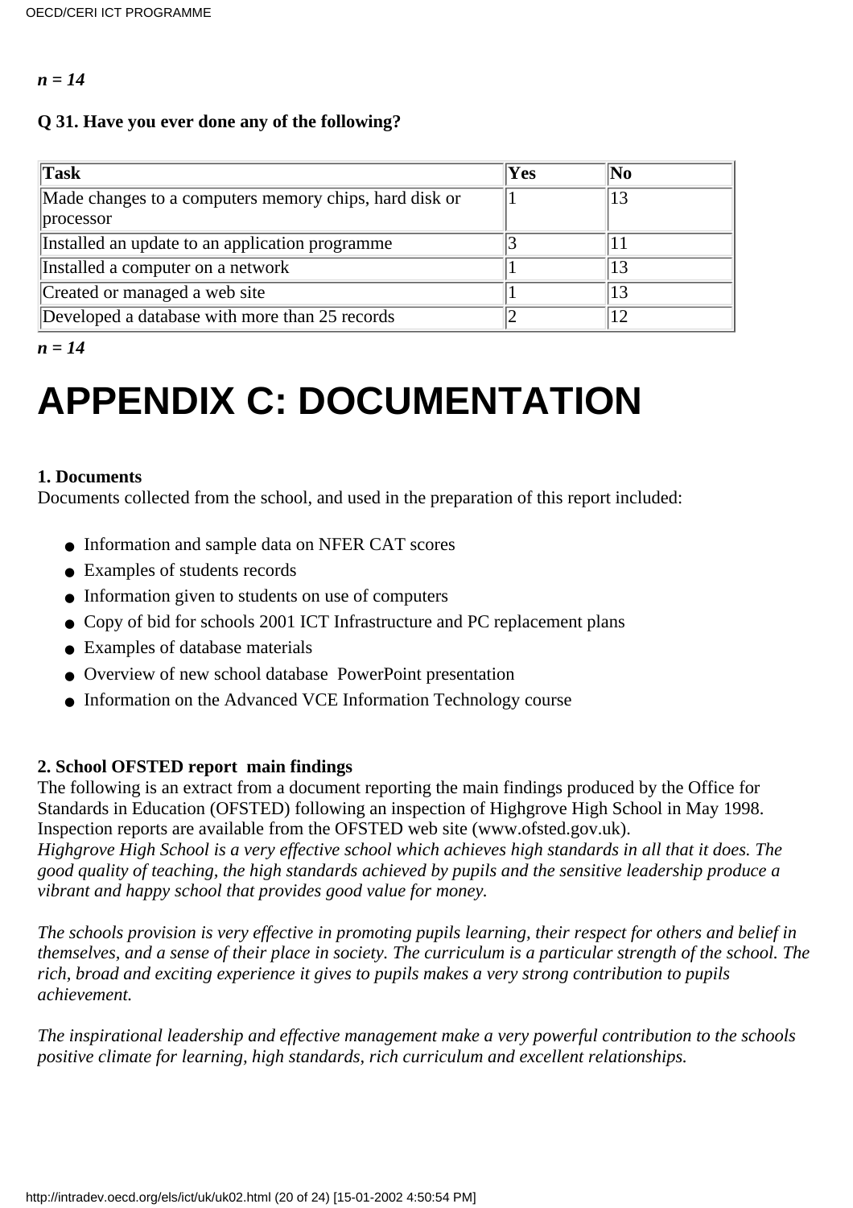***n = 14***

**Q 31. Have you ever done any of the following?**

| **Task** | **Yes** | **No** |
|---|---|---|
| Made changes to a computers memory chips, hard disk or processor | 1 | 13 |
| Installed an update to an application programme | 3 | 11 |
| Installed a computer on a network | 1 | 13 |
| Created or managed a web site | 1 | 13 |
| Developed a database with more than 25 records | 2 | 12 |

***n = 14***

# APPENDIX C: DOCUMENTATION

**1. Documents**
Documents collected from the school, and used in the preparation of this report included:

- Information and sample data on NFER CAT scores
- Examples of students records
- Information given to students on use of computers
- Copy of bid for schools 2001 ICT Infrastructure and PC replacement plans
- Examples of database materials
- Overview of new school database PowerPoint presentation
- Information on the Advanced VCE Information Technology course

**2. School OFSTED report main findings**
The following is an extract from a document reporting the main findings produced by the Office for Standards in Education (OFSTED) following an inspection of Highgrove High School in May 1998. Inspection reports are available from the OFSTED web site (www.ofsted.gov.uk).
*Highgrove High School is a very effective school which achieves high standards in all that it does. The good quality of teaching, the high standards achieved by pupils and the sensitive leadership produce a vibrant and happy school that provides good value for money.*

*The schools provision is very effective in promoting pupils learning, their respect for others and belief in themselves, and a sense of their place in society. The curriculum is a particular strength of the school. The rich, broad and exciting experience it gives to pupils makes a very strong contribution to pupils achievement.*

*The inspirational leadership and effective management make a very powerful contribution to the schools positive climate for learning, high standards, rich curriculum and excellent relationships.*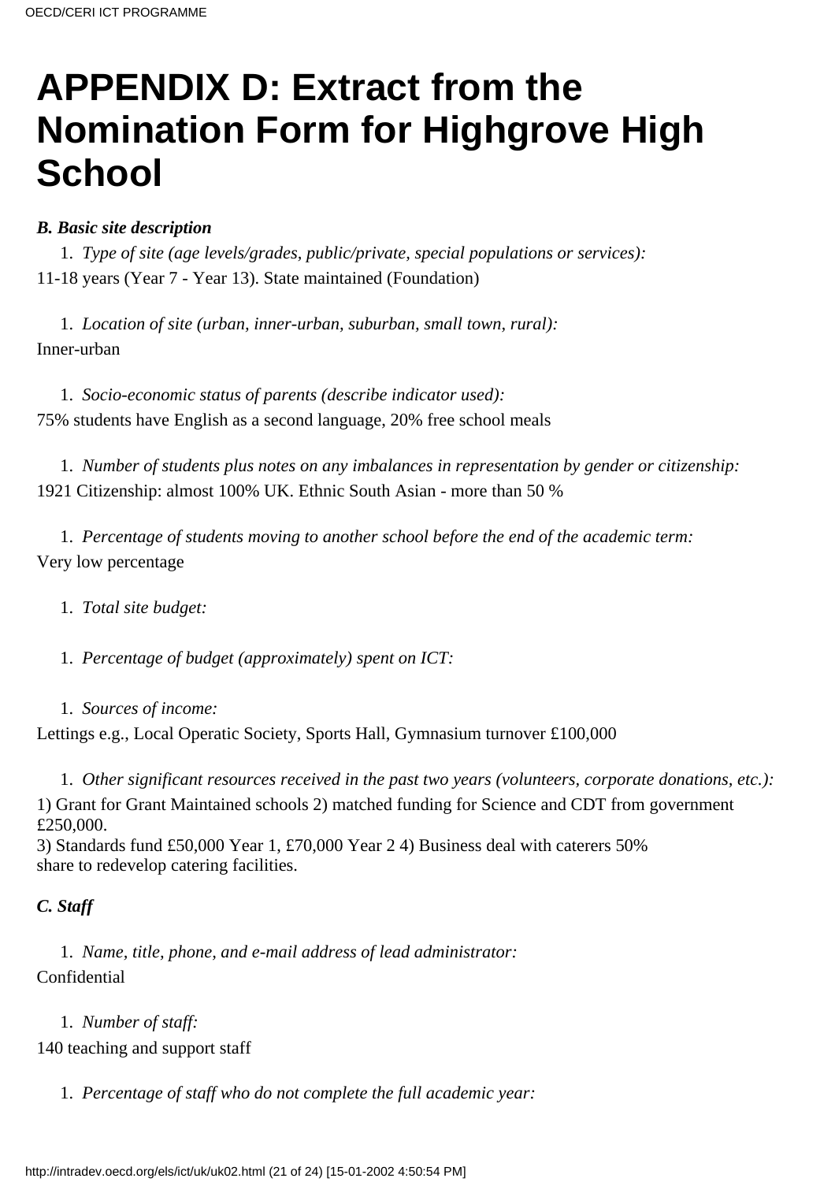# APPENDIX D: Extract from the Nomination Form for Highgrove High School

***B. Basic site description***

1. *Type of site (age levels/grades, public/private, special populations or services):*

11-18 years (Year 7 - Year 13). State maintained (Foundation)

1. *Location of site (urban, inner-urban, suburban, small town, rural):*

Inner-urban

1. *Socio-economic status of parents (describe indicator used):*

75% students have English as a second language, 20% free school meals

1. *Number of students plus notes on any imbalances in representation by gender or citizenship:*

1921 Citizenship: almost 100% UK. Ethnic South Asian - more than 50 %

1. *Percentage of students moving to another school before the end of the academic term:*

Very low percentage

1. *Total site budget:*

1. *Percentage of budget (approximately) spent on ICT:*

1. *Sources of income:*

Lettings e.g., Local Operatic Society, Sports Hall, Gymnasium turnover £100,000

1. *Other significant resources received in the past two years (volunteers, corporate donations, etc.):*

1) Grant for Grant Maintained schools 2) matched funding for Science and CDT from government £250,000.
3) Standards fund £50,000 Year 1, £70,000 Year 2 4) Business deal with caterers 50% share to redevelop catering facilities.

***C. Staff***

1. *Name, title, phone, and e-mail address of lead administrator:*

Confidential

1. *Number of staff:*

140 teaching and support staff

1. *Percentage of staff who do not complete the full academic year:*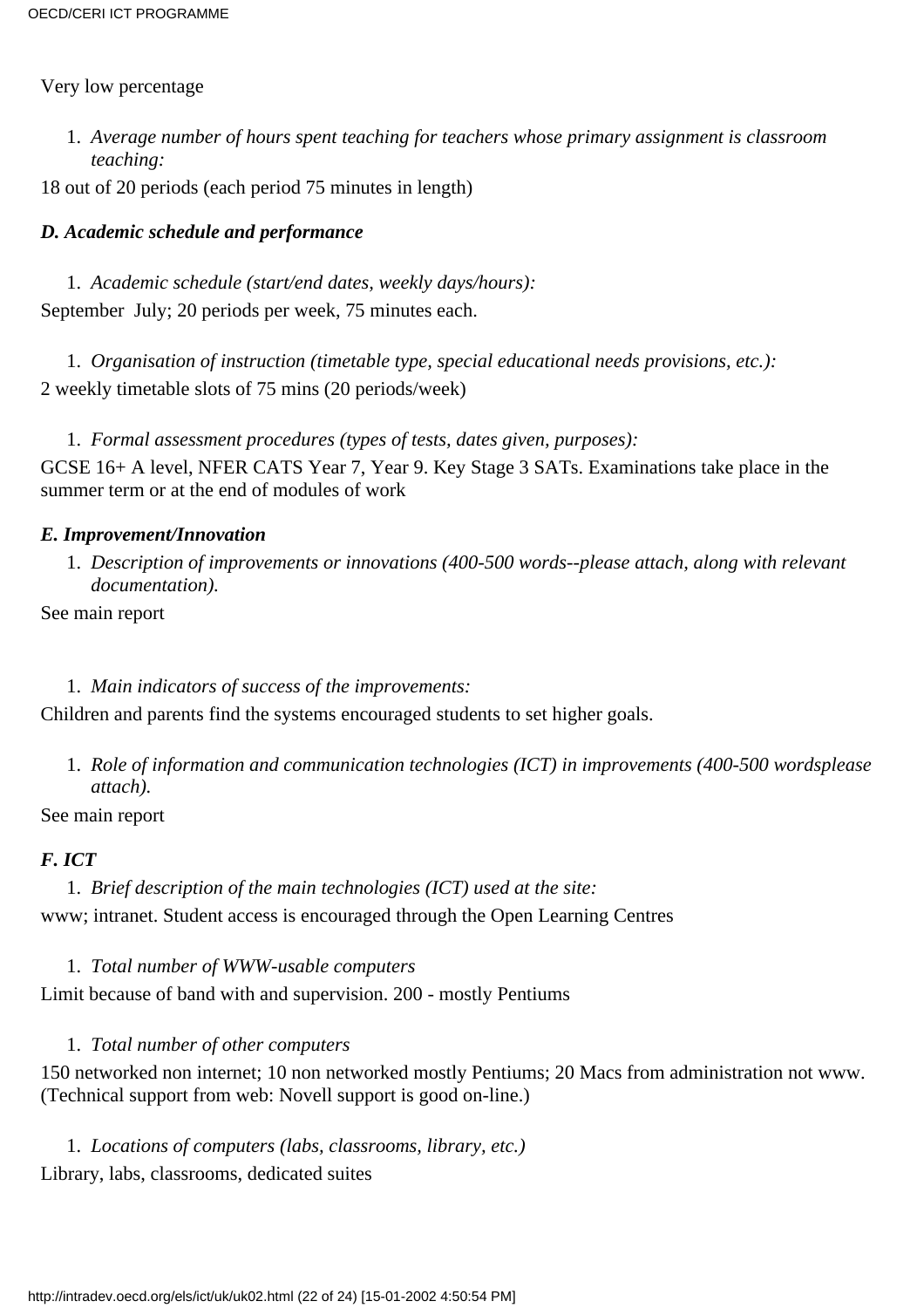Very low percentage

1. *Average number of hours spent teaching for teachers whose primary assignment is classroom teaching:*

18 out of 20 periods (each period 75 minutes in length)

### *D. Academic schedule and performance*

1. *Academic schedule (start/end dates, weekly days/hours):*

September  July; 20 periods per week, 75 minutes each.

1. *Organisation of instruction (timetable type, special educational needs provisions, etc.):*

2 weekly timetable slots of 75 mins (20 periods/week)

1. *Formal assessment procedures (types of tests, dates given, purposes):*

GCSE 16+ A level, NFER CATS Year 7, Year 9. Key Stage 3 SATs. Examinations take place in the summer term or at the end of modules of work

### *E. Improvement/Innovation*

1. *Description of improvements or innovations (400-500 words--please attach, along with relevant documentation).*

See main report

1. *Main indicators of success of the improvements:*

Children and parents find the systems encouraged students to set higher goals.

1. *Role of information and communication technologies (ICT) in improvements (400-500 wordsplease attach).*

See main report

### *F. ICT*

1. *Brief description of the main technologies (ICT) used at the site:*

www; intranet. Student access is encouraged through the Open Learning Centres

1. *Total number of WWW-usable computers*

Limit because of band with and supervision. 200 - mostly Pentiums

1. *Total number of other computers*

150 networked non internet; 10 non networked mostly Pentiums; 20 Macs from administration not www. (Technical support from web: Novell support is good on-line.)

1. *Locations of computers (labs, classrooms, library, etc.)*

Library, labs, classrooms, dedicated suites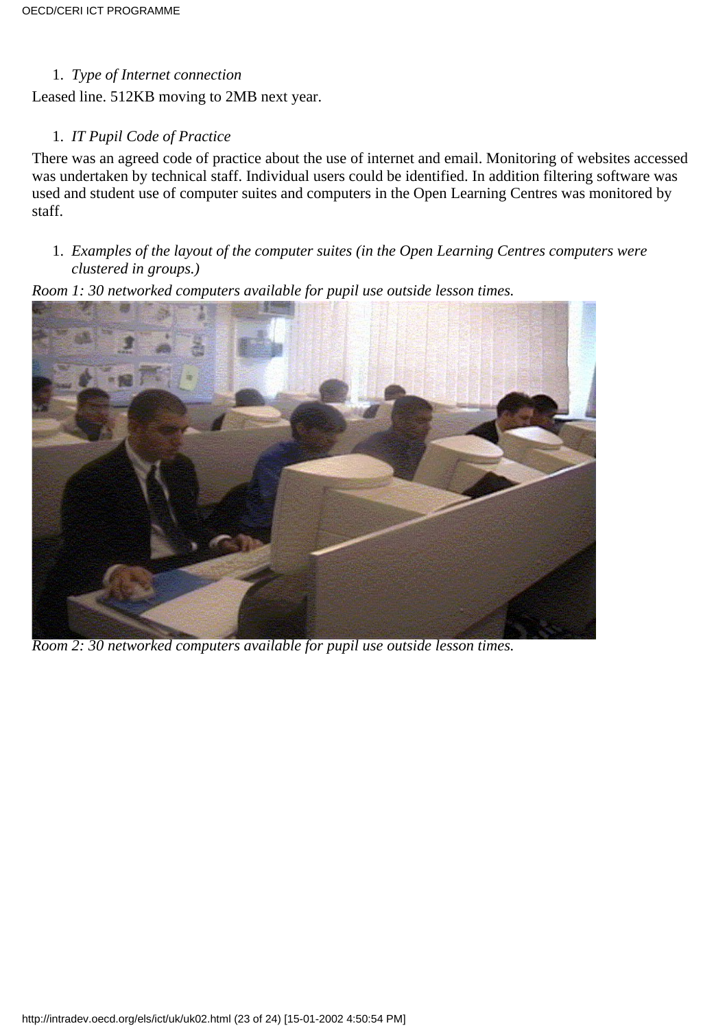1. *Type of Internet connection*

Leased line. 512KB moving to 2MB next year.

1. *IT Pupil Code of Practice*

There was an agreed code of practice about the use of internet and email. Monitoring of websites accessed was undertaken by technical staff. Individual users could be identified. In addition filtering software was used and student use of computer suites and computers in the Open Learning Centres was monitored by staff.

1. *Examples of the layout of the computer suites (in the Open Learning Centres computers were clustered in groups.)*

*Room 1: 30 networked computers available for pupil use outside lesson times.*

*Room 2: 30 networked computers available for pupil use outside lesson times.*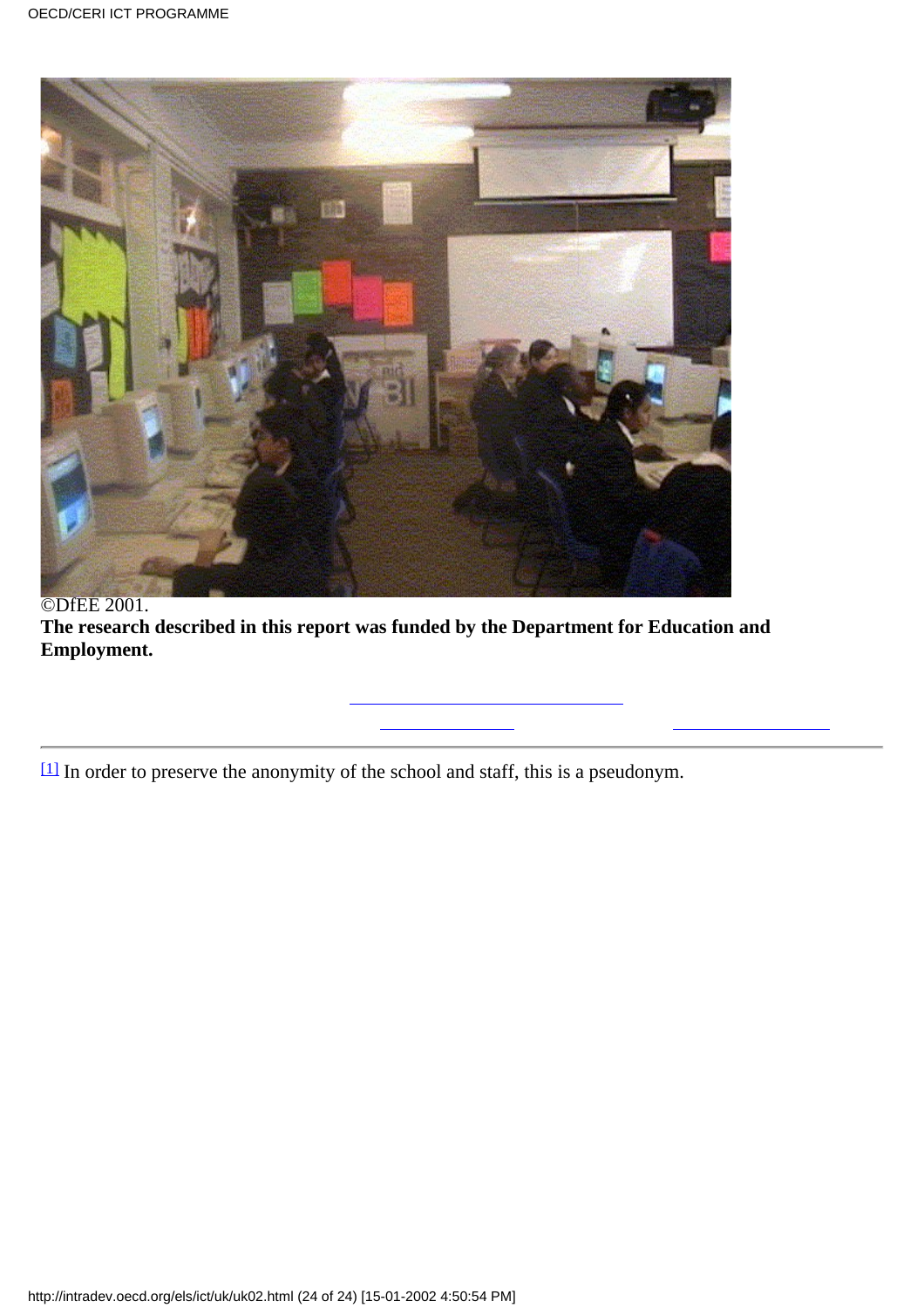©DfEE 2001.

**The research described in this report was funded by the Department for Education and Employment.**

---

[1] In order to preserve the anonymity of the school and staff, this is a pseudonym.